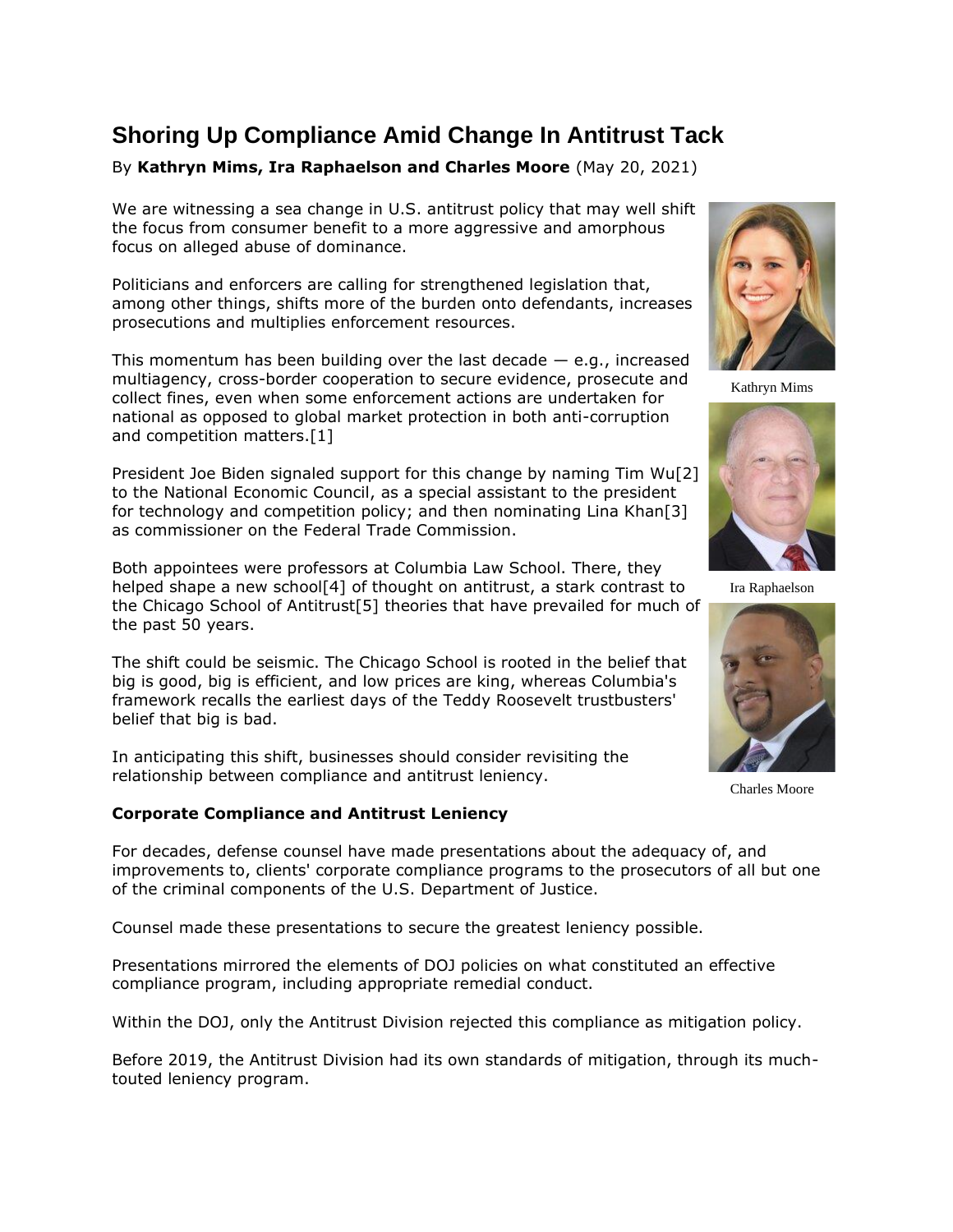# Shoring Up Compliance Amid Change In Antitrust Tack

By **Kathryn Mims, Ira Raphaelson and Charles Moore** (May 20, 2021)

We are witnessing a sea change in U.S. antitrust policy that may well shift the focus from consumer benefit to a more aggressive and amorphous focus on alleged abuse of dominance.

Politicians and enforcers are calling for strengthened legislation that, among other things, shifts more of the burden onto defendants, increases prosecutions and multiplies enforcement resources.

This momentum has been building over the last decade — e.g., increased multiagency, cross-border cooperation to secure evidence, prosecute and collect fines, even when some enforcement actions are undertaken for national as opposed to global market protection in both anti-corruption and competition matters.[1]

President Joe Biden signaled support for this change by naming Tim Wu[2] to the National Economic Council, as a special assistant to the president for technology and competition policy; and then nominating Lina Khan[3] as commissioner on the Federal Trade Commission.

Both appointees were professors at Columbia Law School. There, they helped shape a new school[4] of thought on antitrust, a stark contrast to the Chicago School of Antitrust[5] theories that have prevailed for much of the past 50 years.

The shift could be seismic. The Chicago School is rooted in the belief that big is good, big is efficient, and low prices are king, whereas Columbia's framework recalls the earliest days of the Teddy Roosevelt trustbusters' belief that big is bad.

In anticipating this shift, businesses should consider revisiting the relationship between compliance and antitrust leniency.

Kathryn Mims

Ira Raphaelson

Charles Moore

**Corporate Compliance and Antitrust Leniency**

For decades, defense counsel have made presentations about the adequacy of, and improvements to, clients' corporate compliance programs to the prosecutors of all but one of the criminal components of the U.S. Department of Justice.

Counsel made these presentations to secure the greatest leniency possible.

Presentations mirrored the elements of DOJ policies on what constituted an effective compliance program, including appropriate remedial conduct.

Within the DOJ, only the Antitrust Division rejected this compliance as mitigation policy.

Before 2019, the Antitrust Division had its own standards of mitigation, through its much-touted leniency program.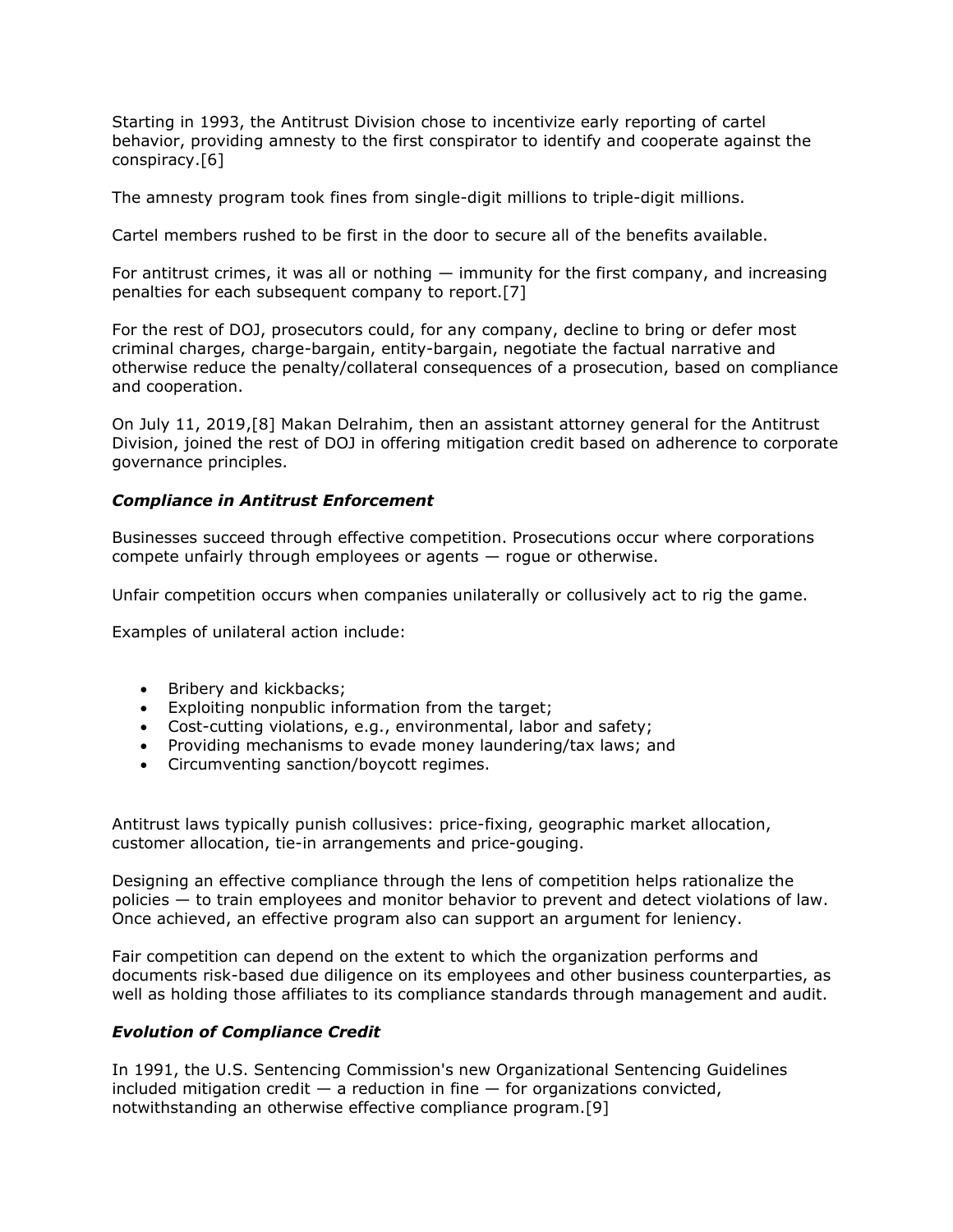Starting in 1993, the Antitrust Division chose to incentivize early reporting of cartel behavior, providing amnesty to the first conspirator to identify and cooperate against the conspiracy.[6]

The amnesty program took fines from single-digit millions to triple-digit millions.

Cartel members rushed to be first in the door to secure all of the benefits available.

For antitrust crimes, it was all or nothing — immunity for the first company, and increasing penalties for each subsequent company to report.[7]

For the rest of DOJ, prosecutors could, for any company, decline to bring or defer most criminal charges, charge-bargain, entity-bargain, negotiate the factual narrative and otherwise reduce the penalty/collateral consequences of a prosecution, based on compliance and cooperation.

On July 11, 2019,[8] Makan Delrahim, then an assistant attorney general for the Antitrust Division, joined the rest of DOJ in offering mitigation credit based on adherence to corporate governance principles.

### *Compliance in Antitrust Enforcement*

Businesses succeed through effective competition. Prosecutions occur where corporations compete unfairly through employees or agents — rogue or otherwise.

Unfair competition occurs when companies unilaterally or collusively act to rig the game.

Examples of unilateral action include:

- Bribery and kickbacks;
- Exploiting nonpublic information from the target;
- Cost-cutting violations, e.g., environmental, labor and safety;
- Providing mechanisms to evade money laundering/tax laws; and
- Circumventing sanction/boycott regimes.

Antitrust laws typically punish collusives: price-fixing, geographic market allocation, customer allocation, tie-in arrangements and price-gouging.

Designing an effective compliance through the lens of competition helps rationalize the policies — to train employees and monitor behavior to prevent and detect violations of law. Once achieved, an effective program also can support an argument for leniency.

Fair competition can depend on the extent to which the organization performs and documents risk-based due diligence on its employees and other business counterparties, as well as holding those affiliates to its compliance standards through management and audit.

### *Evolution of Compliance Credit*

In 1991, the U.S. Sentencing Commission's new Organizational Sentencing Guidelines included mitigation credit — a reduction in fine — for organizations convicted, notwithstanding an otherwise effective compliance program.[9]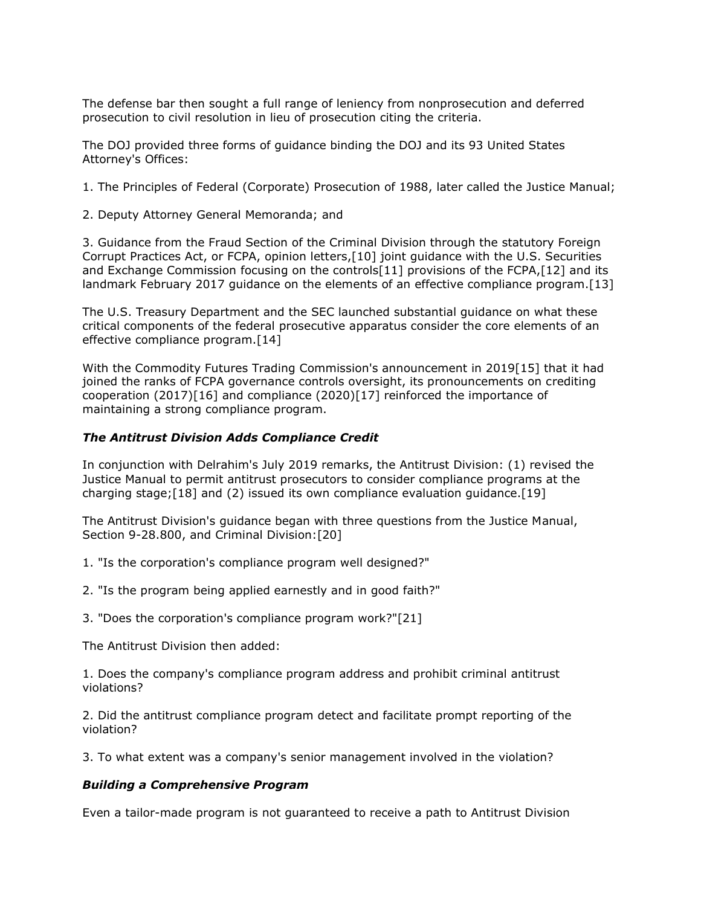The defense bar then sought a full range of leniency from nonprosecution and deferred prosecution to civil resolution in lieu of prosecution citing the criteria.

The DOJ provided three forms of guidance binding the DOJ and its 93 United States Attorney's Offices:

1. The Principles of Federal (Corporate) Prosecution of 1988, later called the Justice Manual;

2. Deputy Attorney General Memoranda; and

3. Guidance from the Fraud Section of the Criminal Division through the statutory Foreign Corrupt Practices Act, or FCPA, opinion letters,[10] joint guidance with the U.S. Securities and Exchange Commission focusing on the controls[11] provisions of the FCPA,[12] and its landmark February 2017 guidance on the elements of an effective compliance program.[13]

The U.S. Treasury Department and the SEC launched substantial guidance on what these critical components of the federal prosecutive apparatus consider the core elements of an effective compliance program.[14]

With the Commodity Futures Trading Commission's announcement in 2019[15] that it had joined the ranks of FCPA governance controls oversight, its pronouncements on crediting cooperation (2017)[16] and compliance (2020)[17] reinforced the importance of maintaining a strong compliance program.

### ***The Antitrust Division Adds Compliance Credit***

In conjunction with Delrahim's July 2019 remarks, the Antitrust Division: (1) revised the Justice Manual to permit antitrust prosecutors to consider compliance programs at the charging stage;[18] and (2) issued its own compliance evaluation guidance.[19]

The Antitrust Division's guidance began with three questions from the Justice Manual, Section 9-28.800, and Criminal Division:[20]

1. "Is the corporation's compliance program well designed?"

2. "Is the program being applied earnestly and in good faith?"

3. "Does the corporation's compliance program work?"[21]

The Antitrust Division then added:

1. Does the company's compliance program address and prohibit criminal antitrust violations?

2. Did the antitrust compliance program detect and facilitate prompt reporting of the violation?

3. To what extent was a company's senior management involved in the violation?

### ***Building a Comprehensive Program***

Even a tailor-made program is not guaranteed to receive a path to Antitrust Division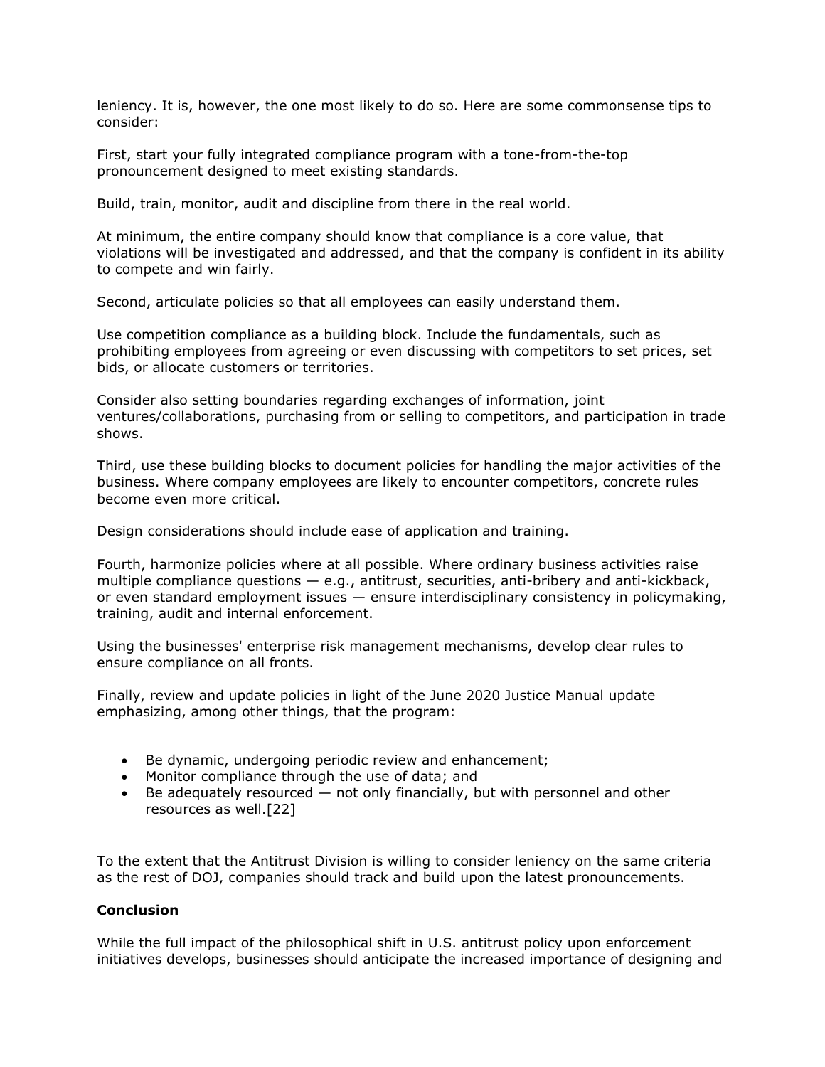leniency. It is, however, the one most likely to do so. Here are some commonsense tips to consider:

First, start your fully integrated compliance program with a tone-from-the-top pronouncement designed to meet existing standards.

Build, train, monitor, audit and discipline from there in the real world.

At minimum, the entire company should know that compliance is a core value, that violations will be investigated and addressed, and that the company is confident in its ability to compete and win fairly.

Second, articulate policies so that all employees can easily understand them.

Use competition compliance as a building block. Include the fundamentals, such as prohibiting employees from agreeing or even discussing with competitors to set prices, set bids, or allocate customers or territories.

Consider also setting boundaries regarding exchanges of information, joint ventures/collaborations, purchasing from or selling to competitors, and participation in trade shows.

Third, use these building blocks to document policies for handling the major activities of the business. Where company employees are likely to encounter competitors, concrete rules become even more critical.

Design considerations should include ease of application and training.

Fourth, harmonize policies where at all possible. Where ordinary business activities raise multiple compliance questions — e.g., antitrust, securities, anti-bribery and anti-kickback, or even standard employment issues — ensure interdisciplinary consistency in policymaking, training, audit and internal enforcement.

Using the businesses' enterprise risk management mechanisms, develop clear rules to ensure compliance on all fronts.

Finally, review and update policies in light of the June 2020 Justice Manual update emphasizing, among other things, that the program:

- Be dynamic, undergoing periodic review and enhancement;
- Monitor compliance through the use of data; and
- Be adequately resourced — not only financially, but with personnel and other resources as well.[22]

To the extent that the Antitrust Division is willing to consider leniency on the same criteria as the rest of DOJ, companies should track and build upon the latest pronouncements.

**Conclusion**

While the full impact of the philosophical shift in U.S. antitrust policy upon enforcement initiatives develops, businesses should anticipate the increased importance of designing and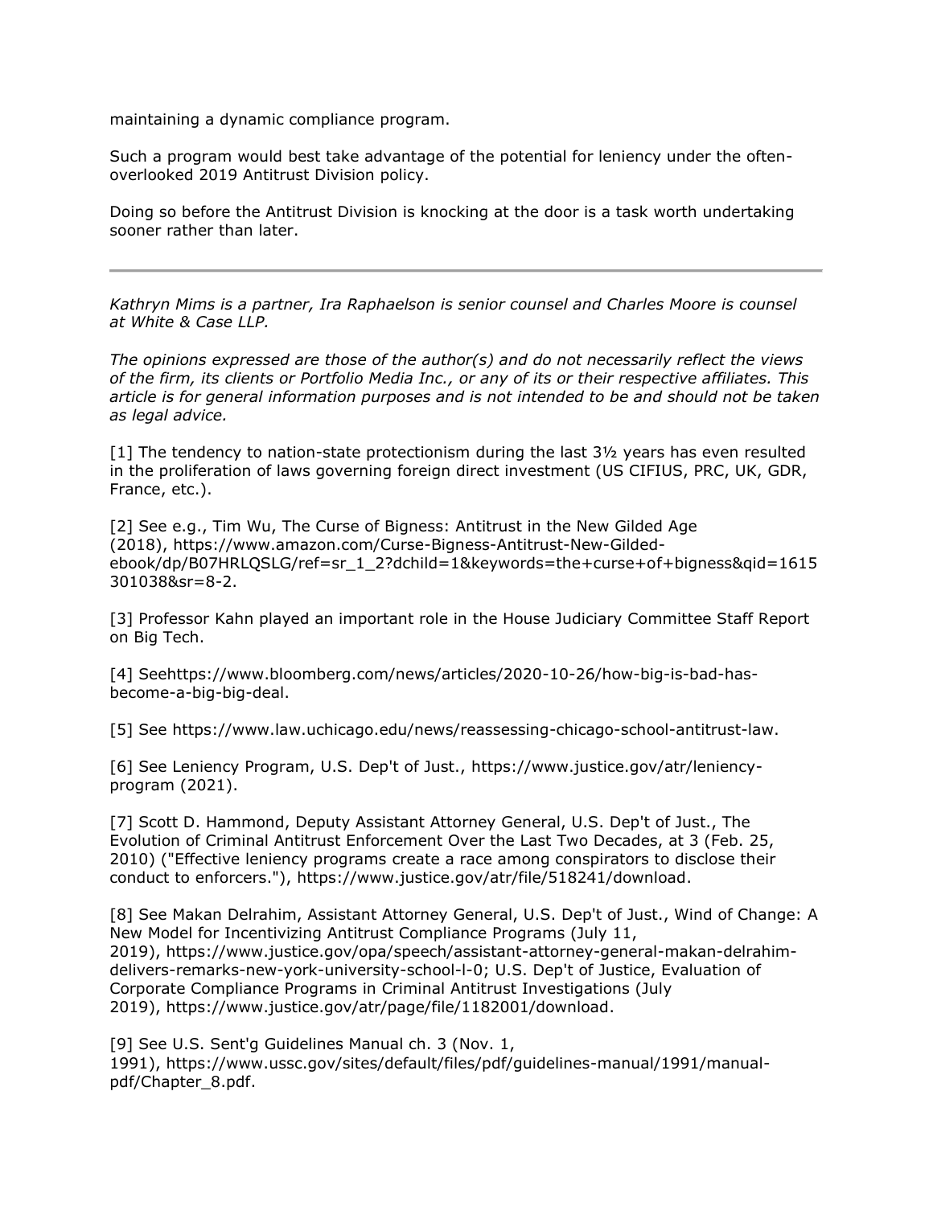maintaining a dynamic compliance program.

Such a program would best take advantage of the potential for leniency under the often-overlooked 2019 Antitrust Division policy.

Doing so before the Antitrust Division is knocking at the door is a task worth undertaking sooner rather than later.

---

*Kathryn Mims is a partner, Ira Raphaelson is senior counsel and Charles Moore is counsel at White & Case LLP.*

*The opinions expressed are those of the author(s) and do not necessarily reflect the views of the firm, its clients or Portfolio Media Inc., or any of its or their respective affiliates. This article is for general information purposes and is not intended to be and should not be taken as legal advice.*

[1] The tendency to nation-state protectionism during the last 3½ years has even resulted in the proliferation of laws governing foreign direct investment (US CIFIUS, PRC, UK, GDR, France, etc.).

[2] See e.g., Tim Wu, The Curse of Bigness: Antitrust in the New Gilded Age (2018), https://www.amazon.com/Curse-Bigness-Antitrust-New-Gilded-ebook/dp/B07HRLQSLG/ref=sr_1_2?dchild=1&keywords=the+curse+of+bigness&qid=1615301038&sr=8-2.

[3] Professor Kahn played an important role in the House Judiciary Committee Staff Report on Big Tech.

[4] Seehttps://www.bloomberg.com/news/articles/2020-10-26/how-big-is-bad-has-become-a-big-big-deal.

[5] See https://www.law.uchicago.edu/news/reassessing-chicago-school-antitrust-law.

[6] See Leniency Program, U.S. Dep't of Just., https://www.justice.gov/atr/leniency-program (2021).

[7] Scott D. Hammond, Deputy Assistant Attorney General, U.S. Dep't of Just., The Evolution of Criminal Antitrust Enforcement Over the Last Two Decades, at 3 (Feb. 25, 2010) ("Effective leniency programs create a race among conspirators to disclose their conduct to enforcers."), https://www.justice.gov/atr/file/518241/download.

[8] See Makan Delrahim, Assistant Attorney General, U.S. Dep't of Just., Wind of Change: A New Model for Incentivizing Antitrust Compliance Programs (July 11, 2019), https://www.justice.gov/opa/speech/assistant-attorney-general-makan-delrahim-delivers-remarks-new-york-university-school-l-0; U.S. Dep't of Justice, Evaluation of Corporate Compliance Programs in Criminal Antitrust Investigations (July 2019), https://www.justice.gov/atr/page/file/1182001/download.

[9] See U.S. Sent'g Guidelines Manual ch. 3 (Nov. 1, 1991), https://www.ussc.gov/sites/default/files/pdf/guidelines-manual/1991/manual-pdf/Chapter_8.pdf.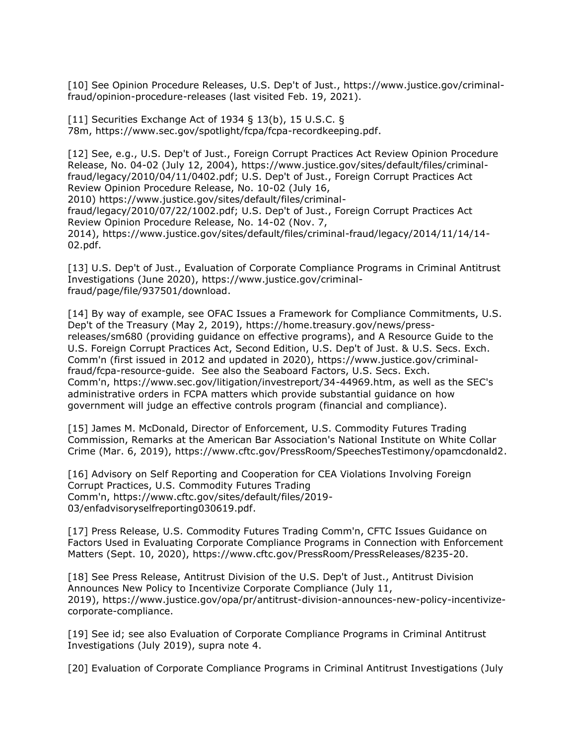[10] See Opinion Procedure Releases, U.S. Dep't of Just., https://www.justice.gov/criminal-fraud/opinion-procedure-releases (last visited Feb. 19, 2021).

[11] Securities Exchange Act of 1934 § 13(b), 15 U.S.C. § 78m, https://www.sec.gov/spotlight/fcpa/fcpa-recordkeeping.pdf.

[12] See, e.g., U.S. Dep't of Just., Foreign Corrupt Practices Act Review Opinion Procedure Release, No. 04-02 (July 12, 2004), https://www.justice.gov/sites/default/files/criminal-fraud/legacy/2010/04/11/0402.pdf; U.S. Dep't of Just., Foreign Corrupt Practices Act Review Opinion Procedure Release, No. 10-02 (July 16, 2010) https://www.justice.gov/sites/default/files/criminal-fraud/legacy/2010/07/22/1002.pdf; U.S. Dep't of Just., Foreign Corrupt Practices Act Review Opinion Procedure Release, No. 14-02 (Nov. 7, 2014), https://www.justice.gov/sites/default/files/criminal-fraud/legacy/2014/11/14/14-02.pdf.

[13] U.S. Dep't of Just., Evaluation of Corporate Compliance Programs in Criminal Antitrust Investigations (June 2020), https://www.justice.gov/criminal-fraud/page/file/937501/download.

[14] By way of example, see OFAC Issues a Framework for Compliance Commitments, U.S. Dep't of the Treasury (May 2, 2019), https://home.treasury.gov/news/press-releases/sm680 (providing guidance on effective programs), and A Resource Guide to the U.S. Foreign Corrupt Practices Act, Second Edition, U.S. Dep't of Just. & U.S. Secs. Exch. Comm'n (first issued in 2012 and updated in 2020), https://www.justice.gov/criminal-fraud/fcpa-resource-guide. See also the Seaboard Factors, U.S. Secs. Exch. Comm'n, https://www.sec.gov/litigation/investreport/34-44969.htm, as well as the SEC's administrative orders in FCPA matters which provide substantial guidance on how government will judge an effective controls program (financial and compliance).

[15] James M. McDonald, Director of Enforcement, U.S. Commodity Futures Trading Commission, Remarks at the American Bar Association's National Institute on White Collar Crime (Mar. 6, 2019), https://www.cftc.gov/PressRoom/SpeechesTestimony/opamcdonald2.

[16] Advisory on Self Reporting and Cooperation for CEA Violations Involving Foreign Corrupt Practices, U.S. Commodity Futures Trading Comm'n, https://www.cftc.gov/sites/default/files/2019-03/enfadvisoryselfreporting030619.pdf.

[17] Press Release, U.S. Commodity Futures Trading Comm'n, CFTC Issues Guidance on Factors Used in Evaluating Corporate Compliance Programs in Connection with Enforcement Matters (Sept. 10, 2020), https://www.cftc.gov/PressRoom/PressReleases/8235-20.

[18] See Press Release, Antitrust Division of the U.S. Dep't of Just., Antitrust Division Announces New Policy to Incentivize Corporate Compliance (July 11, 2019), https://www.justice.gov/opa/pr/antitrust-division-announces-new-policy-incentivize-corporate-compliance.

[19] See id; see also Evaluation of Corporate Compliance Programs in Criminal Antitrust Investigations (July 2019), supra note 4.

[20] Evaluation of Corporate Compliance Programs in Criminal Antitrust Investigations (July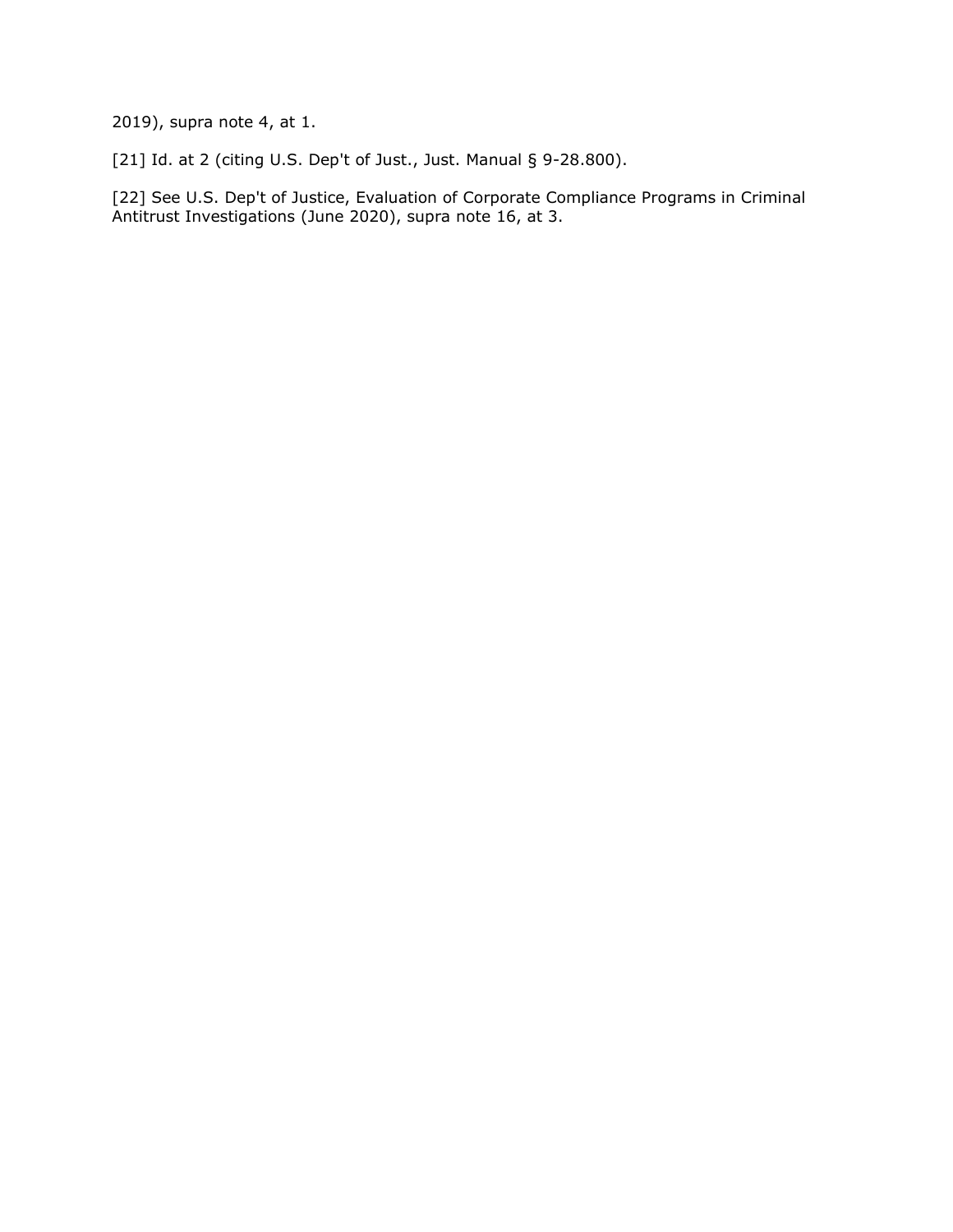2019), supra note 4, at 1.

[21] Id. at 2 (citing U.S. Dep't of Just., Just. Manual § 9-28.800).

[22] See U.S. Dep't of Justice, Evaluation of Corporate Compliance Programs in Criminal Antitrust Investigations (June 2020), supra note 16, at 3.